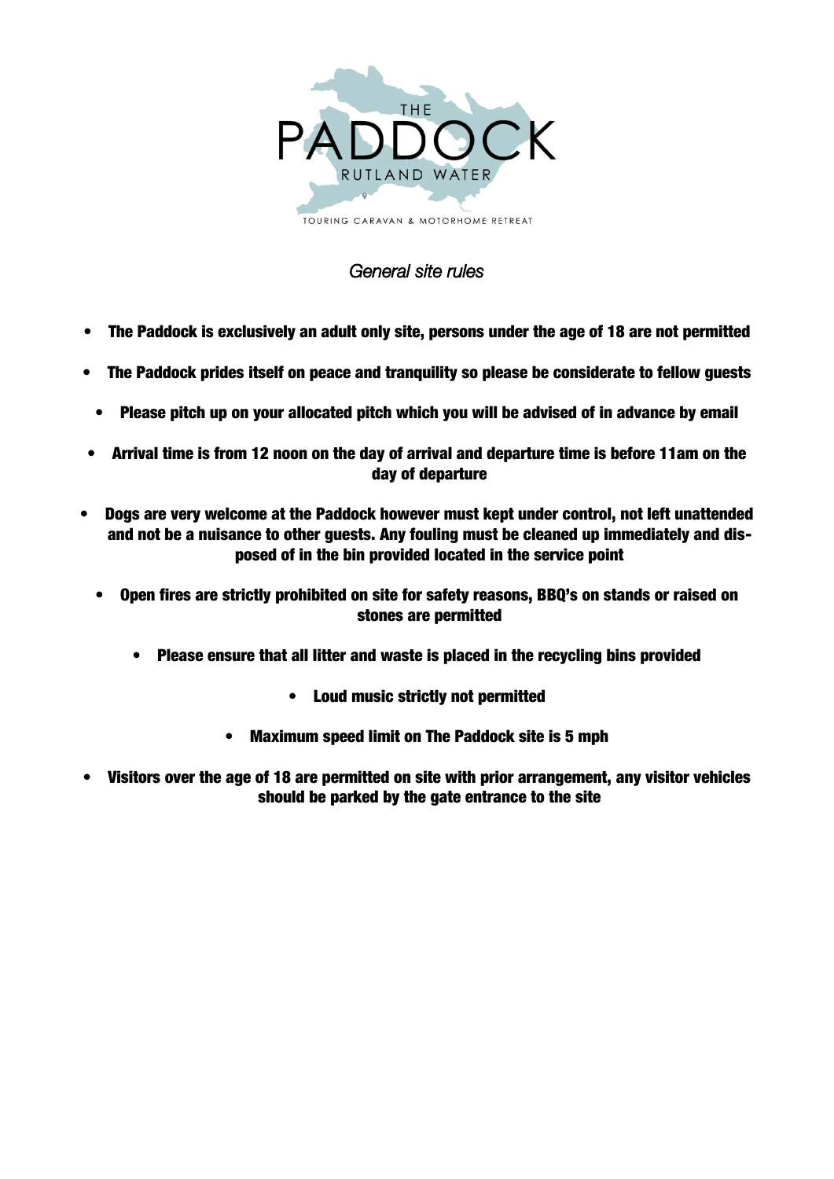THE PADDOCK

RUTLAND WATER

TOURING CARAVAN & MOTORHOME RETREAT

*General site rules*

- **The Paddock is exclusively an adult only site, persons under the age of 18 are not permitted**
- **The Paddock prides itself on peace and tranquility so please be considerate to fellow guests**
- **Please pitch up on your allocated pitch which you will be advised of in advance by email**
- **Arrival time is from 12 noon on the day of arrival and departure time is before 11am on the day of departure**
- **Dogs are very welcome at the Paddock however must kept under control, not left unattended and not be a nuisance to other guests. Any fouling must be cleaned up immediately and disposed of in the bin provided located in the service point**
- **Open fires are strictly prohibited on site for safety reasons, BBQ's on stands or raised on stones are permitted**
- **Please ensure that all litter and waste is placed in the recycling bins provided**
- **Loud music strictly not permitted**
- **Maximum speed limit on The Paddock site is 5 mph**
- **Visitors over the age of 18 are permitted on site with prior arrangement, any visitor vehicles should be parked by the gate entrance to the site**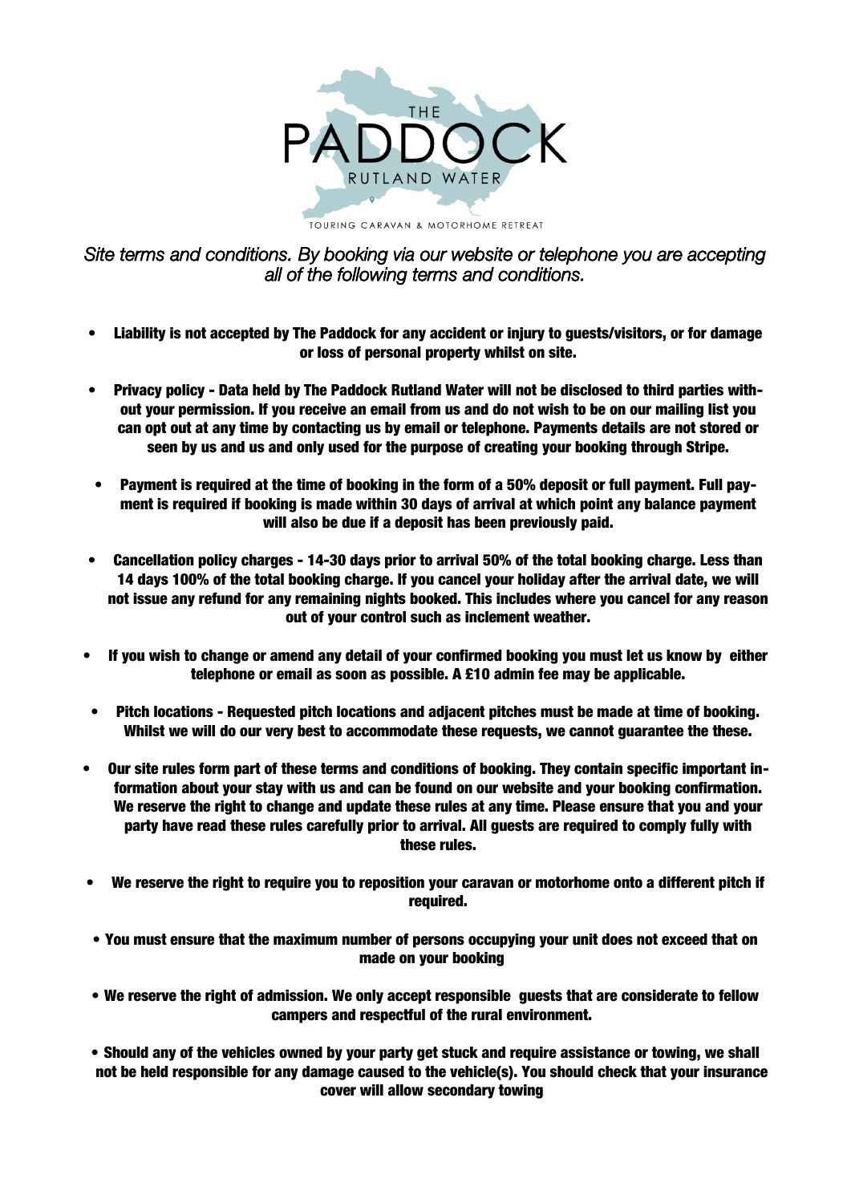# THE PADDOCK

RUTLAND WATER

TOURING CARAVAN & MOTORHOME RETREAT

*Site terms and conditions. By booking via our website or telephone you are accepting all of the following terms and conditions.*

- **Liability is not accepted by The Paddock for any accident or injury to guests/visitors, or for damage or loss of personal property whilst on site.**
- **Privacy policy - Data held by The Paddock Rutland Water will not be disclosed to third parties without your permission. If you receive an email from us and do not wish to be on our mailing list you can opt out at any time by contacting us by email or telephone. Payments details are not stored or seen by us and us and only used for the purpose of creating your booking through Stripe.**
- **Payment is required at the time of booking in the form of a 50% deposit or full payment. Full payment is required if booking is made within 30 days of arrival at which point any balance payment will also be due if a deposit has been previously paid.**
- **Cancellation policy charges - 14-30 days prior to arrival 50% of the total booking charge. Less than 14 days 100% of the total booking charge. If you cancel your holiday after the arrival date, we will not issue any refund for any remaining nights booked. This includes where you cancel for any reason out of your control such as inclement weather.**
- **If you wish to change or amend any detail of your confirmed booking you must let us know by either telephone or email as soon as possible. A £10 admin fee may be applicable.**
- **Pitch locations - Requested pitch locations and adjacent pitches must be made at time of booking. Whilst we will do our very best to accommodate these requests, we cannot guarantee the these.**
- **Our site rules form part of these terms and conditions of booking. They contain specific important information about your stay with us and can be found on our website and your booking confirmation. We reserve the right to change and update these rules at any time. Please ensure that you and your party have read these rules carefully prior to arrival. All guests are required to comply fully with these rules.**
- **We reserve the right to require you to reposition your caravan or motorhome onto a different pitch if required.**
- **You must ensure that the maximum number of persons occupying your unit does not exceed that on made on your booking**
- **We reserve the right of admission. We only accept responsible guests that are considerate to fellow campers and respectful of the rural environment.**
- **Should any of the vehicles owned by your party get stuck and require assistance or towing, we shall not be held responsible for any damage caused to the vehicle(s). You should check that your insurance cover will allow secondary towing**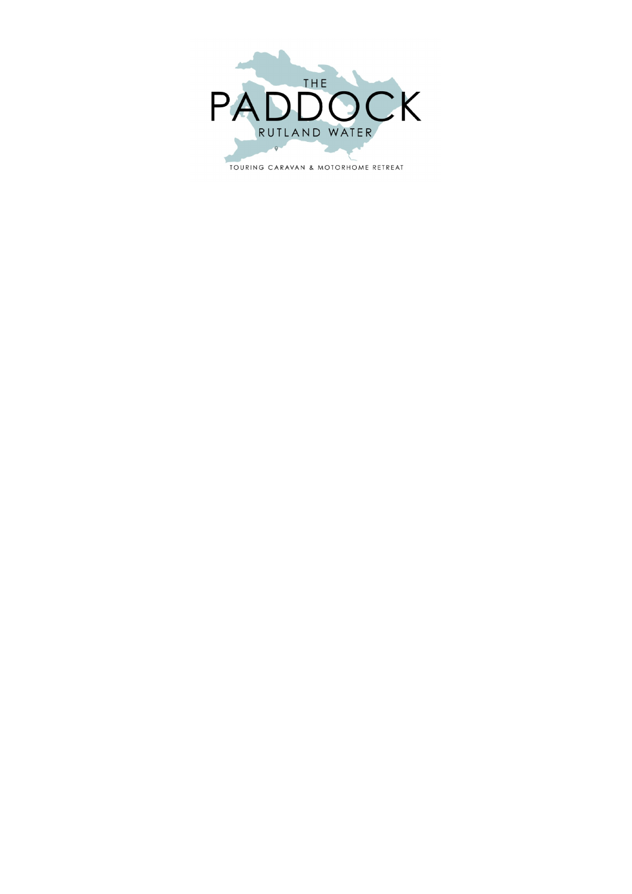THE

PADDOCK

RUTLAND WATER

TOURING CARAVAN & MOTORHOME RETREAT